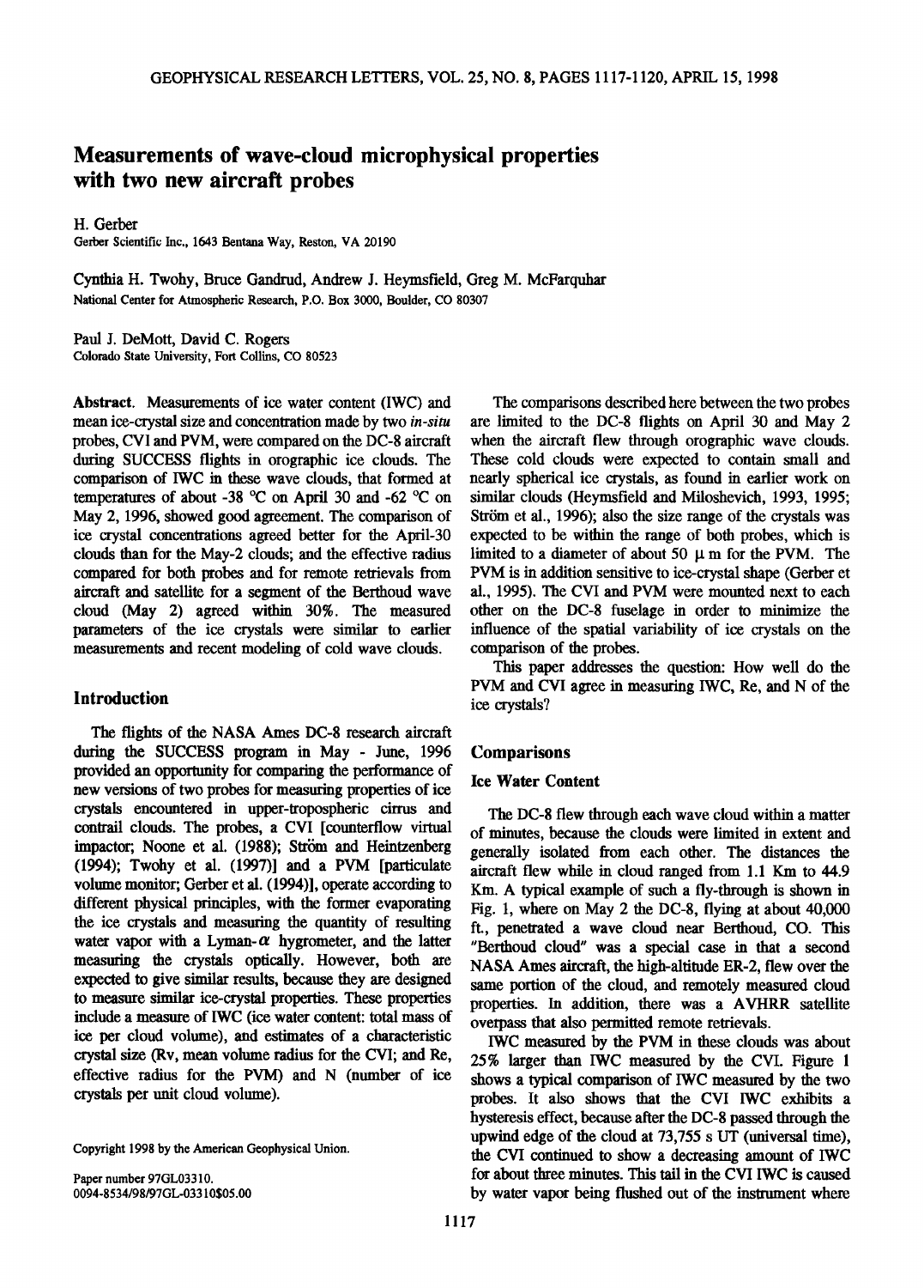# Measurements of wave-cloud microphysical properties with two new aircraft probes

H. Gerber
Gerber Scientific Inc., 1643 Bentana Way, Reston, VA 20190

Cynthia H. Twohy, Bruce Gandrud, Andrew J. Heymsfield, Greg M. McFarquhar
National Center for Atmospheric Research, P.O. Box 3000, Boulder, CO 80307

Paul J. DeMott, David C. Rogers
Colorado State University, Fort Collins, CO 80523

**Abstract.** Measurements of ice water content (IWC) and mean ice-crystal size and concentration made by two *in-situ* probes, CVI and PVM, were compared on the DC-8 aircraft during SUCCESS flights in orographic ice clouds. The comparison of IWC in these wave clouds, that formed at temperatures of about -38 °C on April 30 and -62 °C on May 2, 1996, showed good agreement. The comparison of ice crystal concentrations agreed better for the April-30 clouds than for the May-2 clouds; and the effective radius compared for both probes and for remote retrievals from aircraft and satellite for a segment of the Berthoud wave cloud (May 2) agreed within 30%. The measured parameters of the ice crystals were similar to earlier measurements and recent modeling of cold wave clouds.

## Introduction

The flights of the NASA Ames DC-8 research aircraft during the SUCCESS program in May - June, 1996 provided an opportunity for comparing the performance of new versions of two probes for measuring properties of ice crystals encountered in upper-tropospheric cirrus and contrail clouds. The probes, a CVI [counterflow virtual impactor; Noone et al. (1988); Ström and Heintzenberg (1994); Twohy et al. (1997)] and a PVM [particulate volume monitor; Gerber et al. (1994)], operate according to different physical principles, with the former evaporating the ice crystals and measuring the quantity of resulting water vapor with a Lyman-$\alpha$ hygrometer, and the latter measuring the crystals optically. However, both are expected to give similar results, because they are designed to measure similar ice-crystal properties. These properties include a measure of IWC (ice water content: total mass of ice per cloud volume), and estimates of a characteristic crystal size (Rv, mean volume radius for the CVI; and Re, effective radius for the PVM) and N (number of ice crystals per unit cloud volume).

Copyright 1998 by the American Geophysical Union.

Paper number 97GL03310.
0094-8534/98/97GL-03310$05.00

The comparisons described here between the two probes are limited to the DC-8 flights on April 30 and May 2 when the aircraft flew through orographic wave clouds. These cold clouds were expected to contain small and nearly spherical ice crystals, as found in earlier work on similar clouds (Heymsfield and Miloshevich, 1993, 1995; Ström et al., 1996); also the size range of the crystals was expected to be within the range of both probes, which is limited to a diameter of about 50 μ m for the PVM. The PVM is in addition sensitive to ice-crystal shape (Gerber et al., 1995). The CVI and PVM were mounted next to each other on the DC-8 fuselage in order to minimize the influence of the spatial variability of ice crystals on the comparison of the probes.

This paper addresses the question: How well do the PVM and CVI agree in measuring IWC, Re, and N of the ice crystals?

## Comparisons

### Ice Water Content

The DC-8 flew through each wave cloud within a matter of minutes, because the clouds were limited in extent and generally isolated from each other. The distances the aircraft flew while in cloud ranged from 1.1 Km to 44.9 Km. A typical example of such a fly-through is shown in Fig. 1, where on May 2 the DC-8, flying at about 40,000 ft., penetrated a wave cloud near Berthoud, CO. This "Berthoud cloud" was a special case in that a second NASA Ames aircraft, the high-altitude ER-2, flew over the same portion of the cloud, and remotely measured cloud properties. In addition, there was a AVHRR satellite overpass that also permitted remote retrievals.

IWC measured by the PVM in these clouds was about 25% larger than IWC measured by the CVI. Figure 1 shows a typical comparison of IWC measured by the two probes. It also shows that the CVI IWC exhibits a hysteresis effect, because after the DC-8 passed through the upwind edge of the cloud at 73,755 s UT (universal time), the CVI continued to show a decreasing amount of IWC for about three minutes. This tail in the CVI IWC is caused by water vapor being flushed out of the instrument where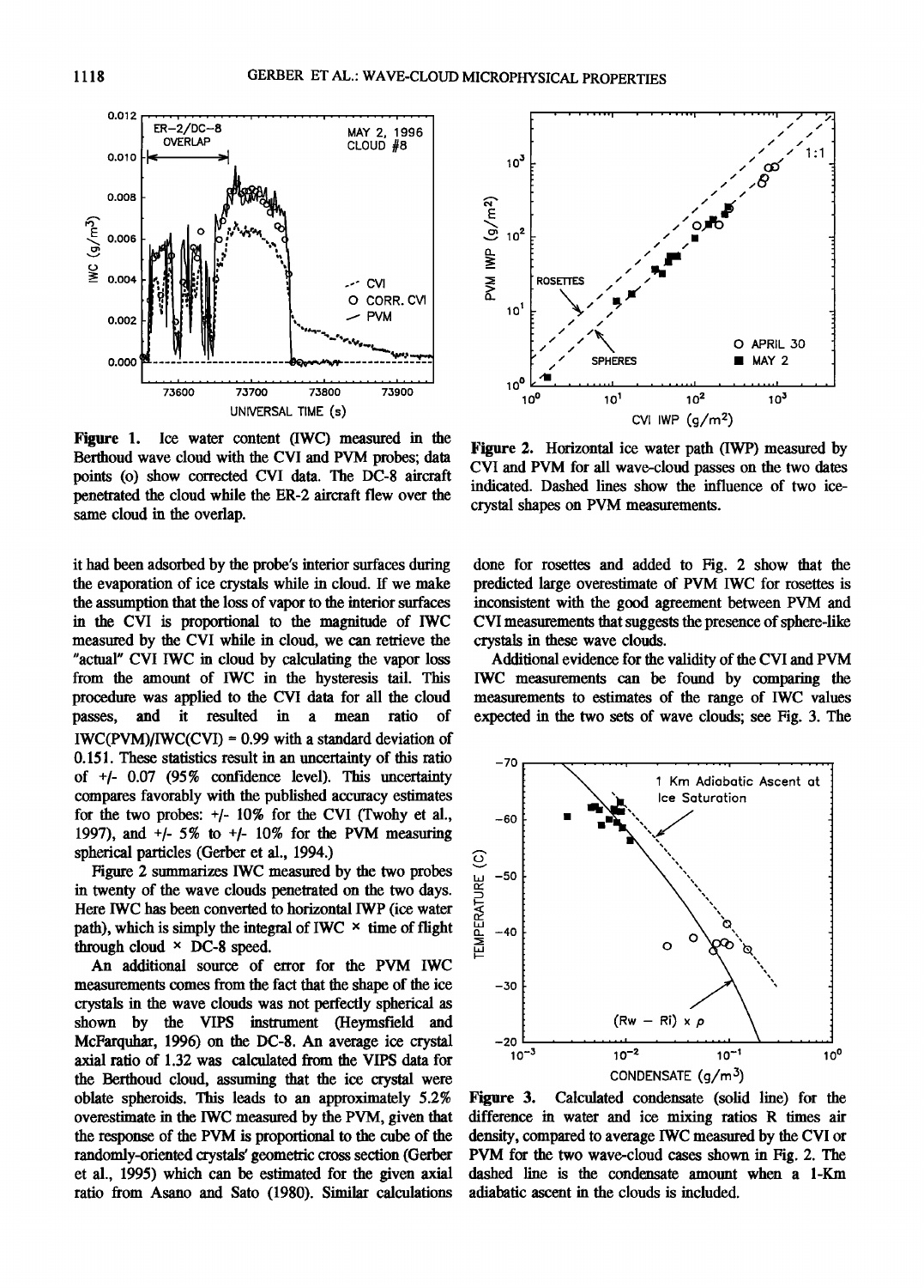Figure 1. Ice water content (IWC) measured in the Berthoud wave cloud with the CVI and PVM probes; data points (o) show corrected CVI data. The DC-8 aircraft penetrated the cloud while the ER-2 aircraft flew over the same cloud in the overlap.

Figure 2. Horizontal ice water path (IWP) measured by CVI and PVM for all wave-cloud passes on the two dates indicated. Dashed lines show the influence of two ice-crystal shapes on PVM measurements.

it had been adsorbed by the probe's interior surfaces during the evaporation of ice crystals while in cloud. If we make the assumption that the loss of vapor to the interior surfaces in the CVI is proportional to the magnitude of IWC measured by the CVI while in cloud, we can retrieve the "actual" CVI IWC in cloud by calculating the vapor loss from the amount of IWC in the hysteresis tail. This procedure was applied to the CVI data for all the cloud passes, and it resulted in a mean ratio of IWC(PVM)/IWC(CVI) = 0.99 with a standard deviation of 0.151. These statistics result in an uncertainty of this ratio of +/- 0.07 (95% confidence level). This uncertainty compares favorably with the published accuracy estimates for the two probes: +/- 10% for the CVI (Twohy et al., 1997), and +/- 5% to +/- 10% for the PVM measuring spherical particles (Gerber et al., 1994.)

Figure 2 summarizes IWC measured by the two probes in twenty of the wave clouds penetrated on the two days. Here IWC has been converted to horizontal IWP (ice water path), which is simply the integral of IWC × time of flight through cloud × DC-8 speed.

An additional source of error for the PVM IWC measurements comes from the fact that the shape of the ice crystals in the wave clouds was not perfectly spherical as shown by the VIPS instrument (Heymsfield and McFarquhar, 1996) on the DC-8. An average ice crystal axial ratio of 1.32 was calculated from the VIPS data for the Berthoud cloud, assuming that the ice crystal were oblate spheroids. This leads to an approximately 5.2% overestimate in the IWC measured by the PVM, given that the response of the PVM is proportional to the cube of the randomly-oriented crystals' geometric cross section (Gerber et al., 1995) which can be estimated for the given axial ratio from Asano and Sato (1980). Similar calculations done for rosettes and added to Fig. 2 show that the predicted large overestimate of PVM IWC for rosettes is inconsistent with the good agreement between PVM and CVI measurements that suggests the presence of sphere-like crystals in these wave clouds.

Additional evidence for the validity of the CVI and PVM IWC measurements can be found by comparing the measurements to estimates of the range of IWC values expected in the two sets of wave clouds; see Fig. 3. The

Figure 3. Calculated condensate (solid line) for the difference in water and ice mixing ratios R times air density, compared to average IWC measured by the CVI or PVM for the two wave-cloud cases shown in Fig. 2. The dashed line is the condensate amount when a 1-Km adiabatic ascent in the clouds is included.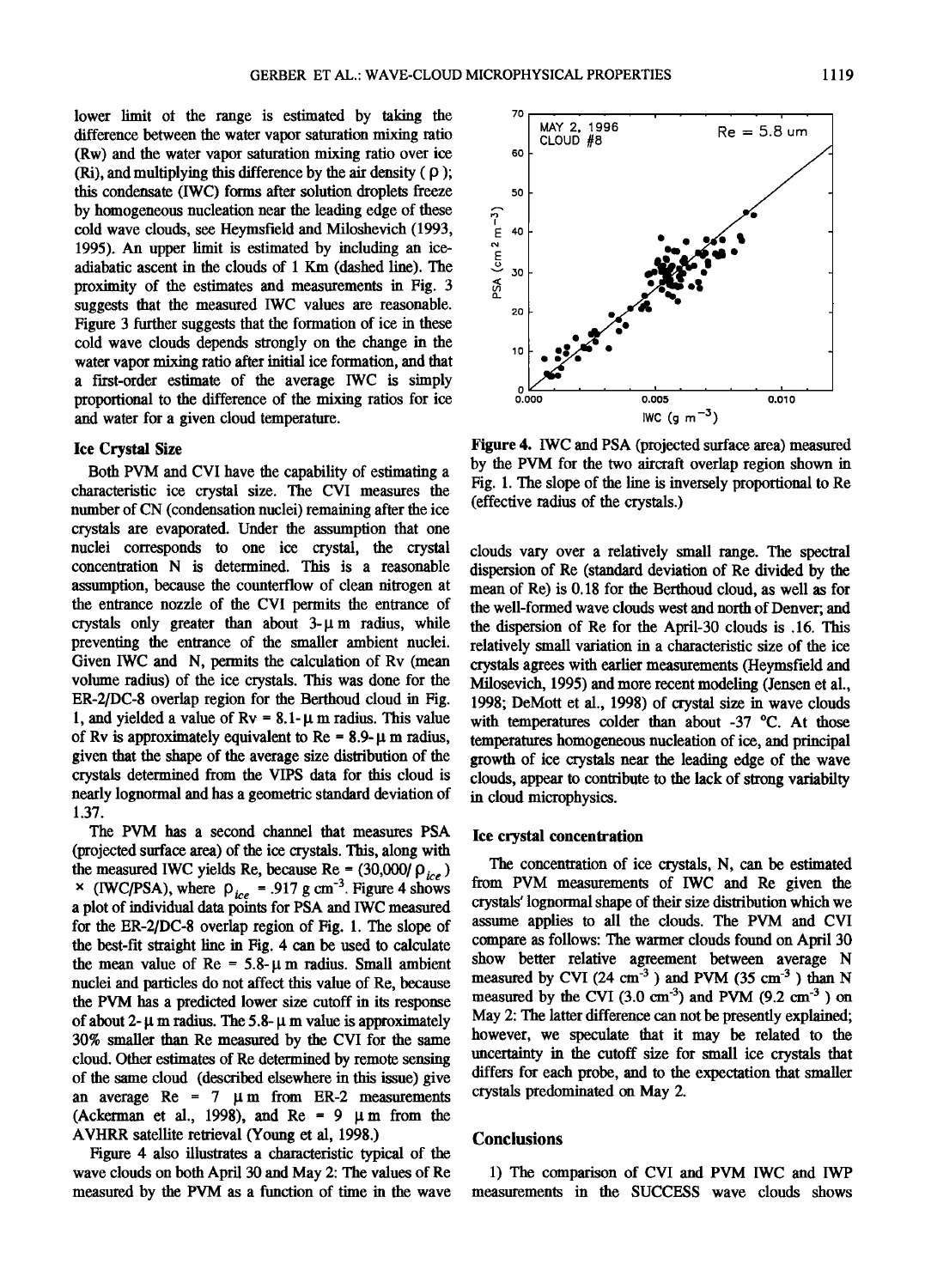lower limit of the range is estimated by taking the difference between the water vapor saturation mixing ratio (Rw) and the water vapor saturation mixing ratio over ice (Ri), and multiplying this difference by the air density ( $\rho$ ); this condensate (IWC) forms after solution droplets freeze by homogeneous nucleation near the leading edge of these cold wave clouds, see Heymsfield and Miloshevich (1993, 1995). An upper limit is estimated by including an ice-adiabatic ascent in the clouds of 1 Km (dashed line). The proximity of the estimates and measurements in Fig. 3 suggests that the measured IWC values are reasonable. Figure 3 further suggests that the formation of ice in these cold wave clouds depends strongly on the change in the water vapor mixing ratio after initial ice formation, and that a first-order estimate of the average IWC is simply proportional to the difference of the mixing ratios for ice and water for a given cloud temperature.

### Ice Crystal Size

Both PVM and CVI have the capability of estimating a characteristic ice crystal size. The CVI measures the number of CN (condensation nuclei) remaining after the ice crystals are evaporated. Under the assumption that one nuclei corresponds to one ice crystal, the crystal concentration N is determined. This is a reasonable assumption, because the counterflow of clean nitrogen at the entrance nozzle of the CVI permits the entrance of crystals only greater than about 3-$\mu$m radius, while preventing the entrance of the smaller ambient nuclei. Given IWC and N, permits the calculation of Rv (mean volume radius) of the ice crystals. This was done for the ER-2/DC-8 overlap region for the Berthoud cloud in Fig. 1, and yielded a value of Rv = 8.1-$\mu$m radius. This value of Rv is approximately equivalent to Re = 8.9-$\mu$m radius, given that the shape of the average size distribution of the crystals determined from the VIPS data for this cloud is nearly lognormal and has a geometric standard deviation of 1.37.

The PVM has a second channel that measures PSA (projected surface area) of the ice crystals. This, along with the measured IWC yields Re, because Re = $(30{,}000/\rho_{ice}) \times (\mathrm{IWC}/\mathrm{PSA})$, where $\rho_{ice}$ = .917 g cm$^{-3}$. Figure 4 shows a plot of individual data points for PSA and IWC measured for the ER-2/DC-8 overlap region of Fig. 1. The slope of the best-fit straight line in Fig. 4 can be used to calculate the mean value of Re = 5.8-$\mu$m radius. Small ambient nuclei and particles do not affect this value of Re, because the PVM has a predicted lower size cutoff in its response of about 2-$\mu$m radius. The 5.8-$\mu$m value is approximately 30% smaller than Re measured by the CVI for the same cloud. Other estimates of Re determined by remote sensing of the same cloud (described elsewhere in this issue) give an average Re = 7 $\mu$m from ER-2 measurements (Ackerman et al., 1998), and Re = 9 $\mu$m from the AVHRR satellite retrieval (Young et al, 1998.)

Figure 4 also illustrates a characteristic typical of the wave clouds on both April 30 and May 2: The values of Re measured by the PVM as a function of time in the wave clouds vary over a relatively small range. The spectral dispersion of Re (standard deviation of Re divided by the mean of Re) is 0.18 for the Berthoud cloud, as well as for the well-formed wave clouds west and north of Denver; and the dispersion of Re for the April-30 clouds is .16. This relatively small variation in a characteristic size of the ice crystals agrees with earlier measurements (Heymsfield and Milosevich, 1995) and more recent modeling (Jensen et al., 1998; DeMott et al., 1998) of crystal size in wave clouds with temperatures colder than about -37 °C. At those temperatures homogeneous nucleation of ice, and principal growth of ice crystals near the leading edge of the wave clouds, appear to contribute to the lack of strong variabilty in cloud microphysics.

Figure 4. IWC and PSA (projected surface area) measured by the PVM for the two aircraft overlap region shown in Fig. 1. The slope of the line is inversely proportional to Re (effective radius of the crystals.)

### Ice crystal concentration

The concentration of ice crystals, N, can be estimated from PVM measurements of IWC and Re given the crystals' lognormal shape of their size distribution which we assume applies to all the clouds. The PVM and CVI compare as follows: The warmer clouds found on April 30 show better relative agreement between average N measured by CVI (24 cm$^{-3}$ ) and PVM (35 cm$^{-3}$ ) than N measured by the CVI (3.0 cm$^{-3}$) and PVM (9.2 cm$^{-3}$ ) on May 2: The latter difference can not be presently explained; however, we speculate that it may be related to the uncertainty in the cutoff size for small ice crystals that differs for each probe, and to the expectation that smaller crystals predominated on May 2.

## Conclusions

1) The comparison of CVI and PVM IWC and IWP measurements in the SUCCESS wave clouds shows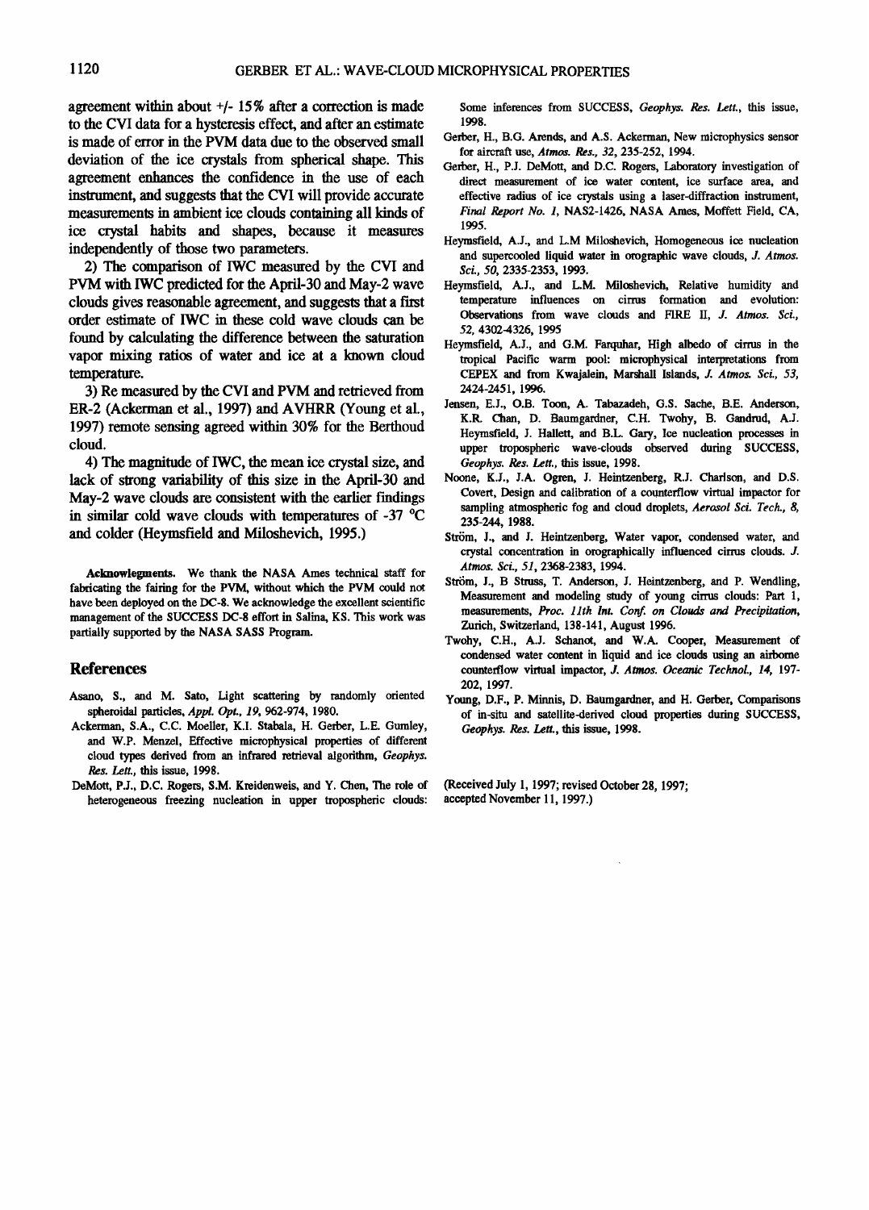agreement within about +/- 15% after a correction is made to the CVI data for a hysteresis effect, and after an estimate is made of error in the PVM data due to the observed small deviation of the ice crystals from spherical shape. This agreement enhances the confidence in the use of each instrument, and suggests that the CVI will provide accurate measurements in ambient ice clouds containing all kinds of ice crystal habits and shapes, because it measures independently of those two parameters.

2) The comparison of IWC measured by the CVI and PVM with IWC predicted for the April-30 and May-2 wave clouds gives reasonable agreement, and suggests that a first order estimate of IWC in these cold wave clouds can be found by calculating the difference between the saturation vapor mixing ratios of water and ice at a known cloud temperature.

3) Re measured by the CVI and PVM and retrieved from ER-2 (Ackerman et al., 1997) and AVHRR (Young et al., 1997) remote sensing agreed within 30% for the Berthoud cloud.

4) The magnitude of IWC, the mean ice crystal size, and lack of strong variability of this size in the April-30 and May-2 wave clouds are consistent with the earlier findings in similar cold wave clouds with temperatures of -37 °C and colder (Heymsfield and Miloshevich, 1995.)

**Acknowlegments.** We thank the NASA Ames technical staff for fabricating the fairing for the PVM, without which the PVM could not have been deployed on the DC-8. We acknowledge the excellent scientific management of the SUCCESS DC-8 effort in Salina, KS. This work was partially supported by the NASA SASS Program.

## References

Asano, S., and M. Sato, Light scattering by randomly oriented spheroidal particles, *Appl. Opt., 19*, 962-974, 1980.

Ackerman, S.A., C.C. Moeller, K.I. Stabala, H. Gerber, L.E. Gumley, and W.P. Menzel, Effective microphysical properties of different cloud types derived from an infrared retrieval algorithm, *Geophys. Res. Lett.*, this issue, 1998.

DeMott, P.J., D.C. Rogers, S.M. Kreidenweis, and Y. Chen, The role of heterogeneous freezing nucleation in upper tropospheric clouds: Some inferences from SUCCESS, *Geophys. Res. Lett.*, this issue, 1998.

Gerber, H., B.G. Arends, and A.S. Ackerman, New microphysics sensor for aircraft use, *Atmos. Res., 32*, 235-252, 1994.

Gerber, H., P.J. DeMott, and D.C. Rogers, Laboratory investigation of direct measurement of ice water content, ice surface area, and effective radius of ice crystals using a laser-diffraction instrument, *Final Report No. 1*, NAS2-1426, NASA Ames, Moffett Field, CA, 1995.

Heymsfield, A.J., and L.M Miloshevich, Homogeneous ice nucleation and supercooled liquid water in orographic wave clouds, *J. Atmos. Sci., 50*, 2335-2353, 1993.

Heymsfield, A.J., and L.M. Miloshevich, Relative humidity and temperature influences on cirrus formation and evolution: Observations from wave clouds and FIRE II, *J. Atmos. Sci., 52*, 4302-4326, 1995

Heymsfield, A.J., and G.M. Farquhar, High albedo of cirrus in the tropical Pacific warm pool: microphysical interpretations from CEPEX and from Kwajalein, Marshall Islands, *J. Atmos. Sci., 53*, 2424-2451, 1996.

Jensen, E.J., O.B. Toon, A. Tabazadeh, G.S. Sache, B.E. Anderson, K.R. Chan, D. Baumgardner, C.H. Twohy, B. Gandrud, A.J. Heymsfield, J. Hallett, and B.L. Gary, Ice nucleation processes in upper tropospheric wave-clouds observed during SUCCESS, *Geophys. Res. Lett.*, this issue, 1998.

Noone, K.J., J.A. Ogren, J. Heintzenberg, R.J. Charlson, and D.S. Covert, Design and calibration of a counterflow virtual impactor for sampling atmospheric fog and cloud droplets, *Aerosol Sci. Tech., 8*, 235-244, 1988.

Ström, J., and J. Heintzenberg, Water vapor, condensed water, and crystal concentration in orographically influenced cirrus clouds. *J. Atmos. Sci., 51*, 2368-2383, 1994.

Ström, J., B Struss, T. Anderson, J. Heintzenberg, and P. Wendling, Measurement and modeling study of young cirrus clouds: Part 1, measurements, *Proc. 11th Int. Conf. on Clouds and Precipitation*, Zurich, Switzerland, 138-141, August 1996.

Twohy, C.H., A.J. Schanot, and W.A. Cooper, Measurement of condensed water content in liquid and ice clouds using an airborne counterflow virtual impactor, *J. Atmos. Oceanic Technol., 14*, 197-202, 1997.

Young, D.F., P. Minnis, D. Baumgardner, and H. Gerber, Comparisons of in-situ and satellite-derived cloud properties during SUCCESS, *Geophys. Res. Lett.*, this issue, 1998.

(Received July 1, 1997; revised October 28, 1997; accepted November 11, 1997.)